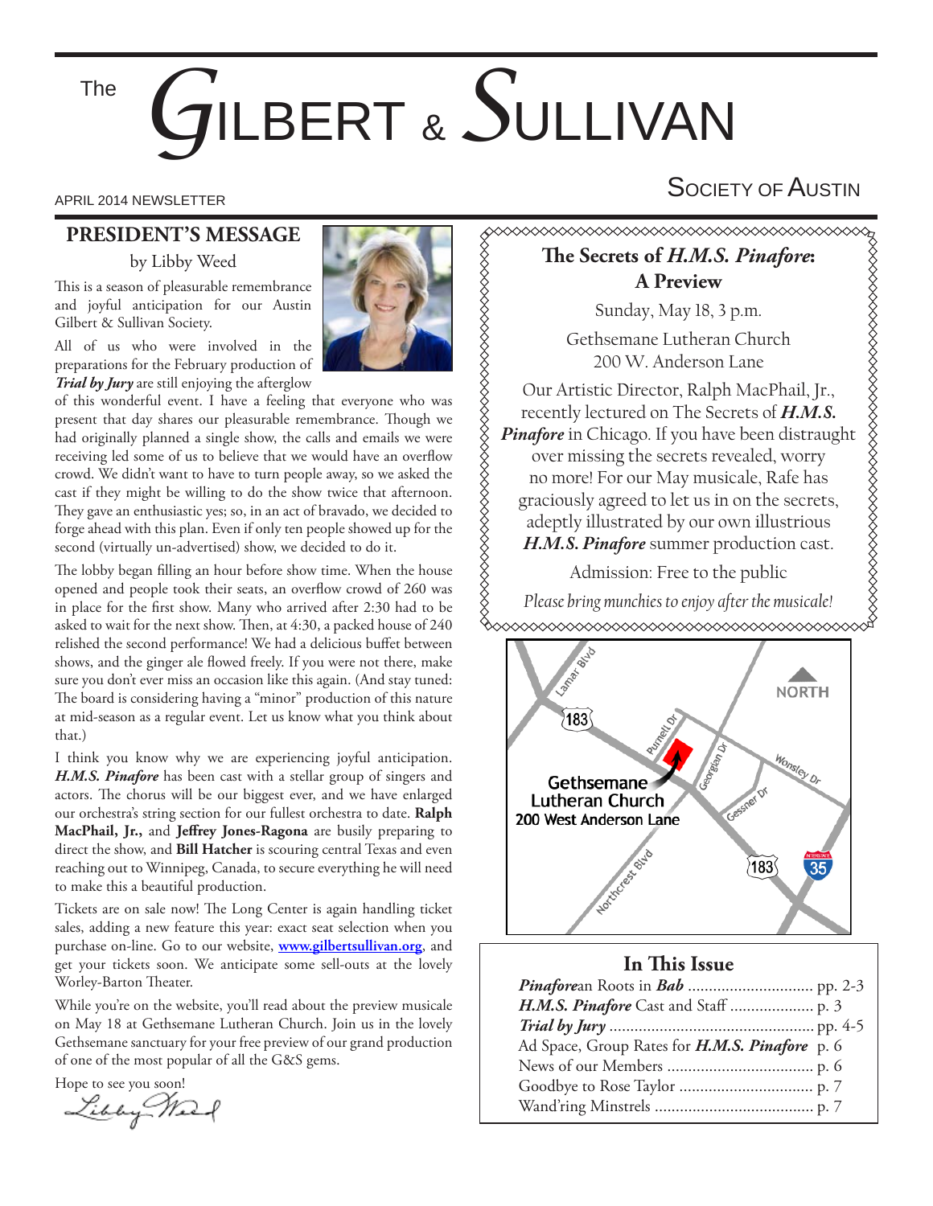# The Gilbert & Sullivan Society of Austin

APRIL 2014 NEWSLETTER

## PRESIDENT'S MESSAGE

by Libby Weed

This is a season of pleasurable remembrance and joyful anticipation for our Austin Gilbert & Sullivan Society.

All of us who were involved in the preparations for the February production of ***Trial by Jury*** are still enjoying the afterglow of this wonderful event. I have a feeling that everyone who was present that day shares our pleasurable remembrance. Though we had originally planned a single show, the calls and emails we were receiving led some of us to believe that we would have an overflow crowd. We didn't want to have to turn people away, so we asked the cast if they might be willing to do the show twice that afternoon. They gave an enthusiastic yes; so, in an act of bravado, we decided to forge ahead with this plan. Even if only ten people showed up for the second (virtually un-advertised) show, we decided to do it.

The lobby began filling an hour before show time. When the house opened and people took their seats, an overflow crowd of 260 was in place for the first show. Many who arrived after 2:30 had to be asked to wait for the next show. Then, at 4:30, a packed house of 240 relished the second performance! We had a delicious buffet between shows, and the ginger ale flowed freely. If you were not there, make sure you don't ever miss an occasion like this again. (And stay tuned: The board is considering having a "minor" production of this nature at mid-season as a regular event. Let us know what you think about that.)

I think you know why we are experiencing joyful anticipation. ***H.M.S. Pinafore*** has been cast with a stellar group of singers and actors. The chorus will be our biggest ever, and we have enlarged our orchestra's string section for our fullest orchestra to date. **Ralph MacPhail, Jr.,** and **Jeffrey Jones-Ragona** are busily preparing to direct the show, and **Bill Hatcher** is scouring central Texas and even reaching out to Winnipeg, Canada, to secure everything he will need to make this a beautiful production.

Tickets are on sale now! The Long Center is again handling ticket sales, adding a new feature this year: exact seat selection when you purchase on-line. Go to our website, [www.gilbertsullivan.org](http://www.gilbertsullivan.org), and get your tickets soon. We anticipate some sell-outs at the lovely Worley-Barton Theater.

While you're on the website, you'll read about the preview musicale on May 18 at Gethsemane Lutheran Church. Join us in the lovely Gethsemane sanctuary for your free preview of our grand production of one of the most popular of all the G&S gems.

Hope to see you soon!

Libby Weed

---

## The Secrets of *H.M.S. Pinafore*: A Preview

Sunday, May 18, 3 p.m.

Gethsemane Lutheran Church
200 W. Anderson Lane

Our Artistic Director, Ralph MacPhail, Jr., recently lectured on The Secrets of ***H.M.S. Pinafore*** in Chicago. If you have been distraught over missing the secrets revealed, worry no more! For our May musicale, Rafe has graciously agreed to let us in on the secrets, adeptly illustrated by our own illustrious ***H.M.S. Pinafore*** summer production cast.

Admission: Free to the public

*Please bring munchies to enjoy after the musicale!*

Gethsemane Lutheran Church
200 West Anderson Lane

---

## In This Issue

| | |
|---|---|
| ***Pinafore***an Roots in ***Bab*** | pp. 2-3 |
| ***H.M.S. Pinafore*** Cast and Staff | p. 3 |
| ***Trial by Jury*** | pp. 4-5 |
| Ad Space, Group Rates for ***H.M.S. Pinafore*** | p. 6 |
| News of our Members | p. 6 |
| Goodbye to Rose Taylor | p. 7 |
| Wand'ring Minstrels | p. 7 |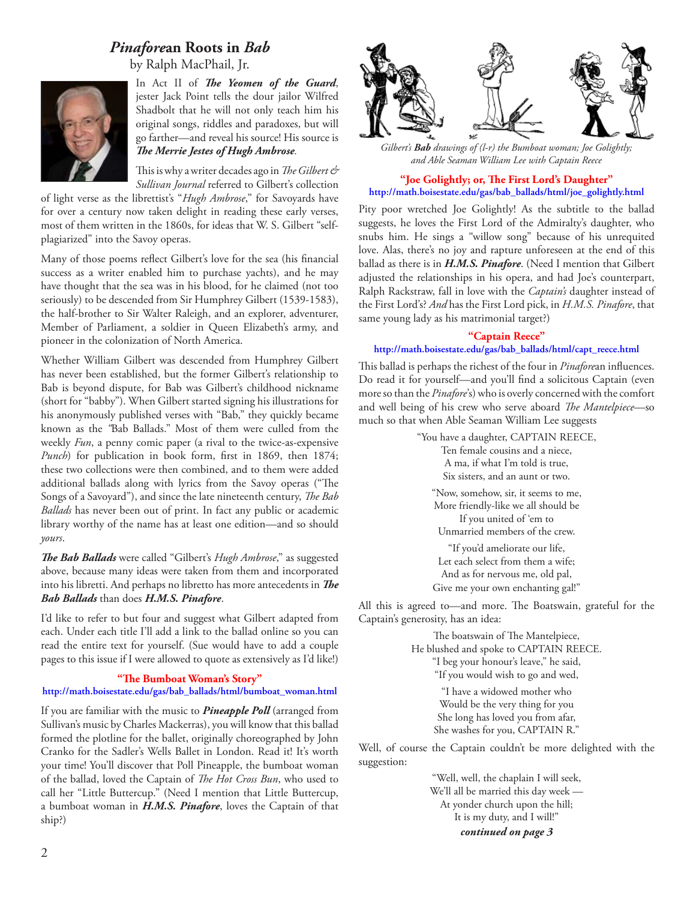# *Pinafore*an Roots in *Bab*

by Ralph MacPhail, Jr.

In Act II of ***The Yeomen of the Guard***, jester Jack Point tells the dour jailor Wilfred Shadbolt that he will not only teach him his original songs, riddles and paradoxes, but will go farther—and reveal his source! His source is ***The Merrie Jestes of Hugh Ambrose***.

This is why a writer decades ago in *The Gilbert & Sullivan Journal* referred to Gilbert's collection of light verse as the librettist's "*Hugh Ambrose*," for Savoyards have for over a century now taken delight in reading these early verses, most of them written in the 1860s, for ideas that W. S. Gilbert "self-plagiarized" into the Savoy operas.

Many of those poems reflect Gilbert's love for the sea (his financial success as a writer enabled him to purchase yachts), and he may have thought that the sea was in his blood, for he claimed (not too seriously) to be descended from Sir Humphrey Gilbert (1539-1583), the half-brother to Sir Walter Raleigh, and an explorer, adventurer, Member of Parliament, a soldier in Queen Elizabeth's army, and pioneer in the colonization of North America.

Whether William Gilbert was descended from Humphrey Gilbert has never been established, but the former Gilbert's relationship to Bab is beyond dispute, for Bab was Gilbert's childhood nickname (short for "babby"). When Gilbert started signing his illustrations for his anonymously published verses with "Bab," they quickly became known as the "Bab Ballads." Most of them were culled from the weekly *Fun*, a penny comic paper (a rival to the twice-as-expensive *Punch*) for publication in book form, first in 1869, then 1874; these two collections were then combined, and to them were added additional ballads along with lyrics from the Savoy operas ("The Songs of a Savoyard"), and since the late nineteenth century, *The Bab Ballads* has never been out of print. In fact any public or academic library worthy of the name has at least one edition—and so should *yours*.

***The Bab Ballads*** were called "Gilbert's *Hugh Ambrose*," as suggested above, because many ideas were taken from them and incorporated into his libretti. And perhaps no libretto has more antecedents in ***The Bab Ballads*** than does ***H.M.S. Pinafore***.

I'd like to refer to but four and suggest what Gilbert adapted from each. Under each title I'll add a link to the ballad online so you can read the entire text for yourself. (Sue would have to add a couple pages to this issue if I were allowed to quote as extensively as I'd like!)

### "The Bumboat Woman's Story"

http://math.boisestate.edu/gas/bab_ballads/html/bumboat_woman.html

If you are familiar with the music to ***Pineapple Poll*** (arranged from Sullivan's music by Charles Mackerras), you will know that this ballad formed the plotline for the ballet, originally choreographed by John Cranko for the Sadler's Wells Ballet in London. Read it! It's worth your time! You'll discover that Poll Pineapple, the bumboat woman of the ballad, loved the Captain of *The Hot Cross Bun*, who used to call her "Little Buttercup." (Need I mention that Little Buttercup, a bumboat woman in ***H.M.S. Pinafore***, loves the Captain of that ship?)

*Gilbert's **Bab** drawings of (l-r) the Bumboat woman; Joe Golightly; and Able Seaman William Lee with Captain Reece*

### "Joe Golightly; or, The First Lord's Daughter"

http://math.boisestate.edu/gas/bab_ballads/html/joe_golightly.html

Pity poor wretched Joe Golightly! As the subtitle to the ballad suggests, he loves the First Lord of the Admiralty's daughter, who snubs him. He sings a "willow song" because of his unrequited love. Alas, there's no joy and rapture unforeseen at the end of this ballad as there is in ***H.M.S. Pinafore***. (Need I mention that Gilbert adjusted the relationships in his opera, and had Joe's counterpart, Ralph Rackstraw, fall in love with the *Captain's* daughter instead of the First Lord's? *And* has the First Lord pick, in *H.M.S. Pinafore*, that same young lady as his matrimonial target?)

### "Captain Reece"

http://math.boisestate.edu/gas/bab_ballads/html/capt_reece.html

This ballad is perhaps the richest of the four in *Pinafore*an influences. Do read it for yourself—and you'll find a solicitous Captain (even more so than the *Pinafore*'s) who is overly concerned with the comfort and well being of his crew who serve aboard *The Mantelpiece*—so much so that when Able Seaman William Lee suggests

"You have a daughter, CAPTAIN REECE,
Ten female cousins and a niece,
A ma, if what I'm told is true,
Six sisters, and an aunt or two.

"Now, somehow, sir, it seems to me,
More friendly-like we all should be
If you united of 'em to
Unmarried members of the crew.

"If you'd ameliorate our life,
Let each select from them a wife;
And as for nervous me, old pal,
Give me your own enchanting gal!"

All this is agreed to—and more. The Boatswain, grateful for the Captain's generosity, has an idea:

The boatswain of The Mantelpiece,
He blushed and spoke to CAPTAIN REECE.
"I beg your honour's leave," he said,
"If you would wish to go and wed,

"I have a widowed mother who
Would be the very thing for you
She long has loved you from afar,
She washes for you, CAPTAIN R."

Well, of course the Captain couldn't be more delighted with the suggestion:

"Well, well, the chaplain I will seek,
We'll all be married this day week —
At yonder church upon the hill;
It is my duty, and I will!"

***continued on page 3***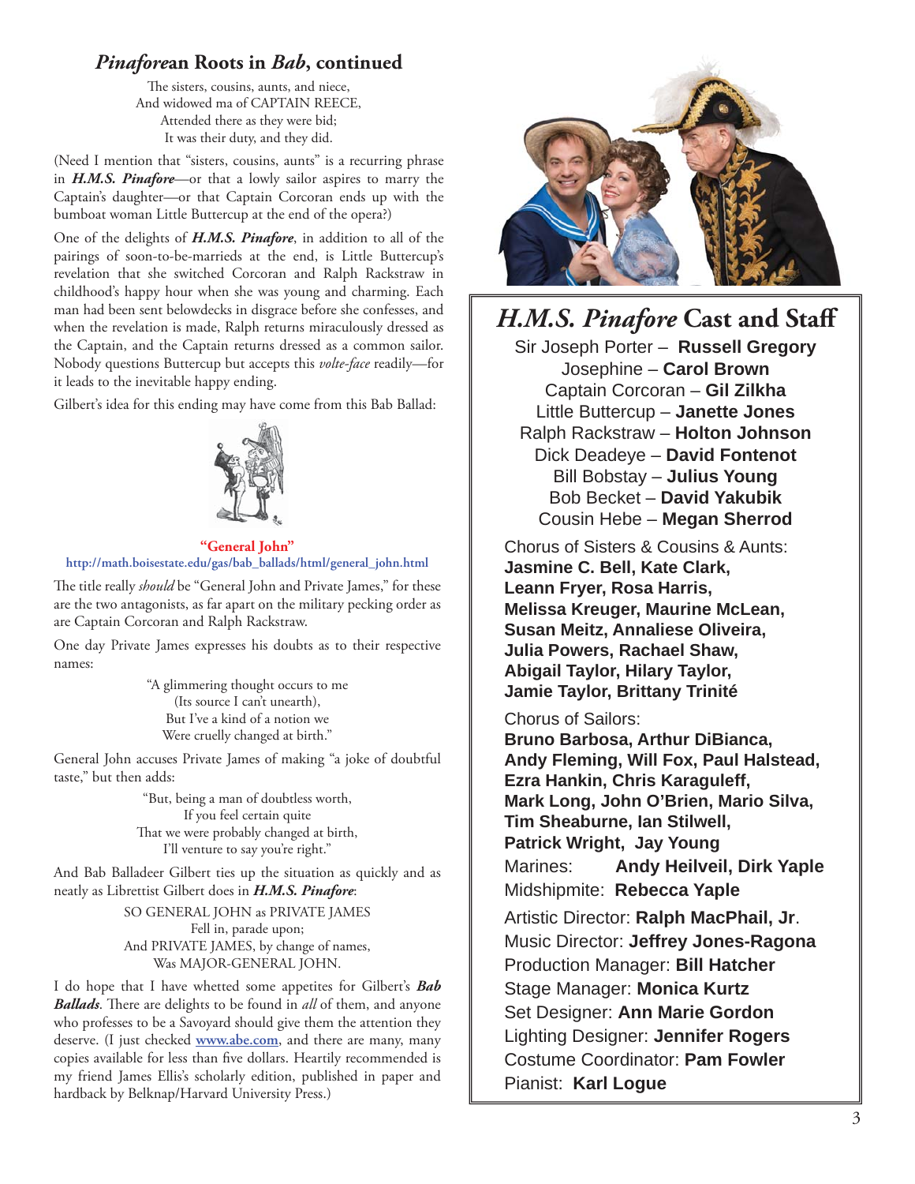## *Pinafore*an Roots in *Bab*, continued

The sisters, cousins, aunts, and niece,
And widowed ma of CAPTAIN REECE,
Attended there as they were bid;
It was their duty, and they did.

(Need I mention that "sisters, cousins, aunts" is a recurring phrase in ***H.M.S. Pinafore***—or that a lowly sailor aspires to marry the Captain's daughter—or that Captain Corcoran ends up with the bumboat woman Little Buttercup at the end of the opera?)

One of the delights of ***H.M.S. Pinafore***, in addition to all of the pairings of soon-to-be-marrieds at the end, is Little Buttercup's revelation that she switched Corcoran and Ralph Rackstraw in childhood's happy hour when she was young and charming. Each man had been sent belowdecks in disgrace before she confesses, and when the revelation is made, Ralph returns miraculously dressed as the Captain, and the Captain returns dressed as a common sailor. Nobody questions Buttercup but accepts this *volte-face* readily—for it leads to the inevitable happy ending.

Gilbert's idea for this ending may have come from this Bab Ballad:

**"General John"**
**http://math.boisestate.edu/gas/bab_ballads/html/general_john.html**

The title really *should* be "General John and Private James," for these are the two antagonists, as far apart on the military pecking order as are Captain Corcoran and Ralph Rackstraw.

One day Private James expresses his doubts as to their respective names:

"A glimmering thought occurs to me
(Its source I can't unearth),
But I've a kind of a notion we
Were cruelly changed at birth."

General John accuses Private James of making "a joke of doubtful taste," but then adds:

"But, being a man of doubtless worth,
If you feel certain quite
That we were probably changed at birth,
I'll venture to say you're right."

And Bab Balladeer Gilbert ties up the situation as quickly and as neatly as Librettist Gilbert does in ***H.M.S. Pinafore***:

SO GENERAL JOHN as PRIVATE JAMES
Fell in, parade upon;
And PRIVATE JAMES, by change of names,
Was MAJOR-GENERAL JOHN.

I do hope that I have whetted some appetites for Gilbert's ***Bab Ballads***. There are delights to be found in *all* of them, and anyone who professes to be a Savoyard should give them the attention they deserve. (I just checked www.abe.com, and there are many, many copies available for less than five dollars. Heartily recommended is my friend James Ellis's scholarly edition, published in paper and hardback by Belknap/Harvard University Press.)

## *H.M.S. Pinafore* Cast and Staff

Sir Joseph Porter – **Russell Gregory**
Josephine – **Carol Brown**
Captain Corcoran – **Gil Zilkha**
Little Buttercup – **Janette Jones**
Ralph Rackstraw – **Holton Johnson**
Dick Deadeye – **David Fontenot**
Bill Bobstay – **Julius Young**
Bob Becket – **David Yakubik**
Cousin Hebe – **Megan Sherrod**

Chorus of Sisters & Cousins & Aunts:
**Jasmine C. Bell, Kate Clark, Leann Fryer, Rosa Harris, Melissa Kreuger, Maurine McLean, Susan Meitz, Annaliese Oliveira, Julia Powers, Rachael Shaw, Abigail Taylor, Hilary Taylor, Jamie Taylor, Brittany Trinité**

Chorus of Sailors:
**Bruno Barbosa, Arthur DiBianca, Andy Fleming, Will Fox, Paul Halstead, Ezra Hankin, Chris Karaguleff, Mark Long, John O'Brien, Mario Silva, Tim Sheaburne, Ian Stilwell, Patrick Wright, Jay Young**

Marines: **Andy Heilveil, Dirk Yaple**
Midshipmite: **Rebecca Yaple**

Artistic Director: **Ralph MacPhail, Jr**.
Music Director: **Jeffrey Jones-Ragona**
Production Manager: **Bill Hatcher**
Stage Manager: **Monica Kurtz**
Set Designer: **Ann Marie Gordon**
Lighting Designer: **Jennifer Rogers**
Costume Coordinator: **Pam Fowler**
Pianist: **Karl Logue**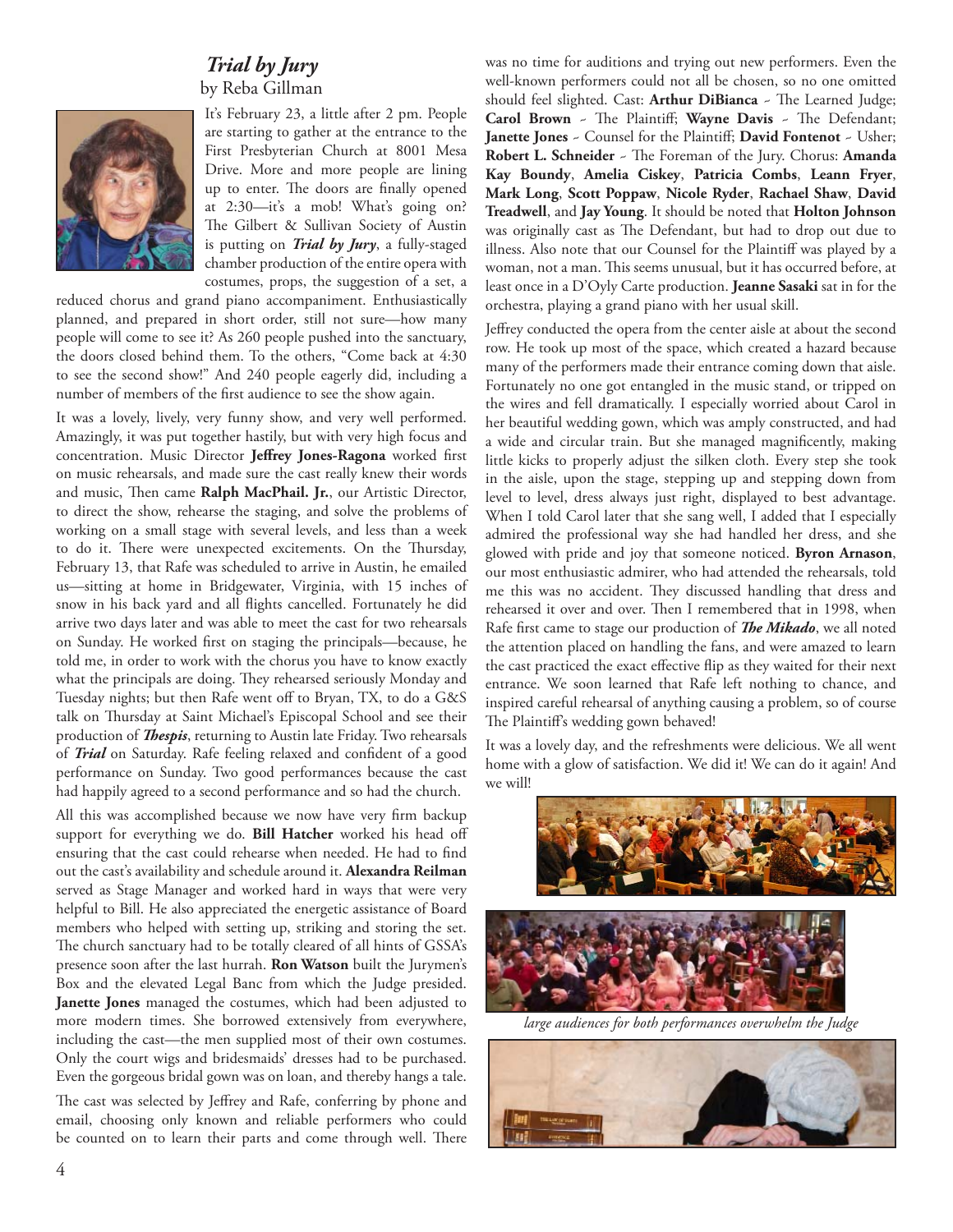## *Trial by Jury*

by Reba Gillman

It's February 23, a little after 2 pm. People are starting to gather at the entrance to the First Presbyterian Church at 8001 Mesa Drive. More and more people are lining up to enter. The doors are finally opened at 2:30—it's a mob! What's going on? The Gilbert & Sullivan Society of Austin is putting on ***Trial by Jury***, a fully-staged chamber production of the entire opera with costumes, props, the suggestion of a set, a reduced chorus and grand piano accompaniment. Enthusiastically planned, and prepared in short order, still not sure—how many people will come to see it? As 260 people pushed into the sanctuary, the doors closed behind them. To the others, "Come back at 4:30 to see the second show!" And 240 people eagerly did, including a number of members of the first audience to see the show again.

It was a lovely, lively, very funny show, and very well performed. Amazingly, it was put together hastily, but with very high focus and concentration. Music Director **Jeffrey Jones-Ragona** worked first on music rehearsals, and made sure the cast really knew their words and music, Then came **Ralph MacPhail. Jr.**, our Artistic Director, to direct the show, rehearse the staging, and solve the problems of working on a small stage with several levels, and less than a week to do it. There were unexpected excitements. On the Thursday, February 13, that Rafe was scheduled to arrive in Austin, he emailed us—sitting at home in Bridgewater, Virginia, with 15 inches of snow in his back yard and all flights cancelled. Fortunately he did arrive two days later and was able to meet the cast for two rehearsals on Sunday. He worked first on staging the principals—because, he told me, in order to work with the chorus you have to know exactly what the principals are doing. They rehearsed seriously Monday and Tuesday nights; but then Rafe went off to Bryan, TX, to do a G&S talk on Thursday at Saint Michael's Episcopal School and see their production of ***Thespis***, returning to Austin late Friday. Two rehearsals of ***Trial*** on Saturday. Rafe feeling relaxed and confident of a good performance on Sunday. Two good performances because the cast had happily agreed to a second performance and so had the church.

All this was accomplished because we now have very firm backup support for everything we do. **Bill Hatcher** worked his head off ensuring that the cast could rehearse when needed. He had to find out the cast's availability and schedule around it. **Alexandra Reilman** served as Stage Manager and worked hard in ways that were very helpful to Bill. He also appreciated the energetic assistance of Board members who helped with setting up, striking and storing the set. The church sanctuary had to be totally cleared of all hints of GSSA's presence soon after the last hurrah. **Ron Watson** built the Jurymen's Box and the elevated Legal Banc from which the Judge presided. **Janette Jones** managed the costumes, which had been adjusted to more modern times. She borrowed extensively from everywhere, including the cast—the men supplied most of their own costumes. Only the court wigs and bridesmaids' dresses had to be purchased. Even the gorgeous bridal gown was on loan, and thereby hangs a tale.

The cast was selected by Jeffrey and Rafe, conferring by phone and email, choosing only known and reliable performers who could be counted on to learn their parts and come through well. There was no time for auditions and trying out new performers. Even the well-known performers could not all be chosen, so no one omitted should feel slighted. Cast: **Arthur DiBianca** ~ The Learned Judge; **Carol Brown** ~ The Plaintiff; **Wayne Davis** ~ The Defendant; **Janette Jones** ~ Counsel for the Plaintiff; **David Fontenot** ~ Usher; **Robert L. Schneider** ~ The Foreman of the Jury. Chorus: **Amanda Kay Boundy**, **Amelia Ciskey**, **Patricia Combs**, **Leann Fryer**, **Mark Long**, **Scott Poppaw**, **Nicole Ryder**, **Rachael Shaw**, **David Treadwell**, and **Jay Young**. It should be noted that **Holton Johnson** was originally cast as The Defendant, but had to drop out due to illness. Also note that our Counsel for the Plaintiff was played by a woman, not a man. This seems unusual, but it has occurred before, at least once in a D'Oyly Carte production. **Jeanne Sasaki** sat in for the orchestra, playing a grand piano with her usual skill.

Jeffrey conducted the opera from the center aisle at about the second row. He took up most of the space, which created a hazard because many of the performers made their entrance coming down that aisle. Fortunately no one got entangled in the music stand, or tripped on the wires and fell dramatically. I especially worried about Carol in her beautiful wedding gown, which was amply constructed, and had a wide and circular train. But she managed magnificently, making little kicks to properly adjust the silken cloth. Every step she took in the aisle, upon the stage, stepping up and stepping down from level to level, dress always just right, displayed to best advantage. When I told Carol later that she sang well, I added that I especially admired the professional way she had handled her dress, and she glowed with pride and joy that someone noticed. **Byron Arnason**, our most enthusiastic admirer, who had attended the rehearsals, told me this was no accident. They discussed handling that dress and rehearsed it over and over. Then I remembered that in 1998, when Rafe first came to stage our production of ***The Mikado***, we all noted the attention placed on handling the fans, and were amazed to learn the cast practiced the exact effective flip as they waited for their next entrance. We soon learned that Rafe left nothing to chance, and inspired careful rehearsal of anything causing a problem, so of course The Plaintiff's wedding gown behaved!

It was a lovely day, and the refreshments were delicious. We all went home with a glow of satisfaction. We did it! We can do it again! And we will!

*large audiences for both performances overwhelm the Judge*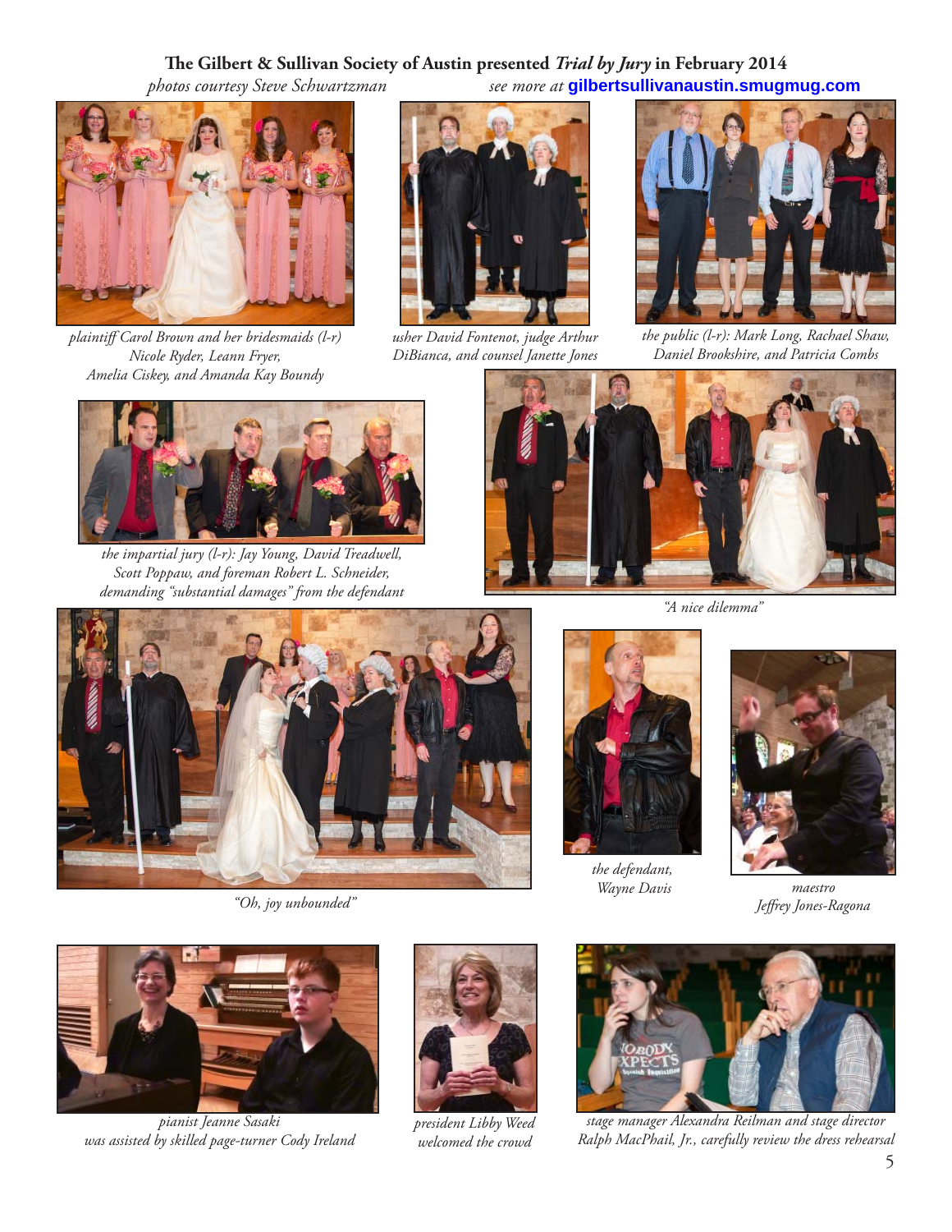**The Gilbert & Sullivan Society of Austin presented *Trial by Jury* in February 2014**

*photos courtesy Steve Schwartzman* *see more at* **gilbertsullivanaustin.smugmug.com**

*plaintiff Carol Brown and her bridesmaids (l-r) Nicole Ryder, Leann Fryer, Amelia Ciskey, and Amanda Kay Boundy*

*usher David Fontenot, judge Arthur DiBianca, and counsel Janette Jones*

*the public (l-r): Mark Long, Rachael Shaw, Daniel Brookshire, and Patricia Combs*

*the impartial jury (l-r): Jay Young, David Treadwell, Scott Poppaw, and foreman Robert L. Schneider, demanding "substantial damages" from the defendant*

*"A nice dilemma"*

*"Oh, joy unbounded"*

*the defendant, Wayne Davis*

*maestro Jeffrey Jones-Ragona*

*pianist Jeanne Sasaki was assisted by skilled page-turner Cody Ireland*

*president Libby Weed welcomed the crowd*

*stage manager Alexandra Reilman and stage director Ralph MacPhail, Jr., carefully review the dress rehearsal*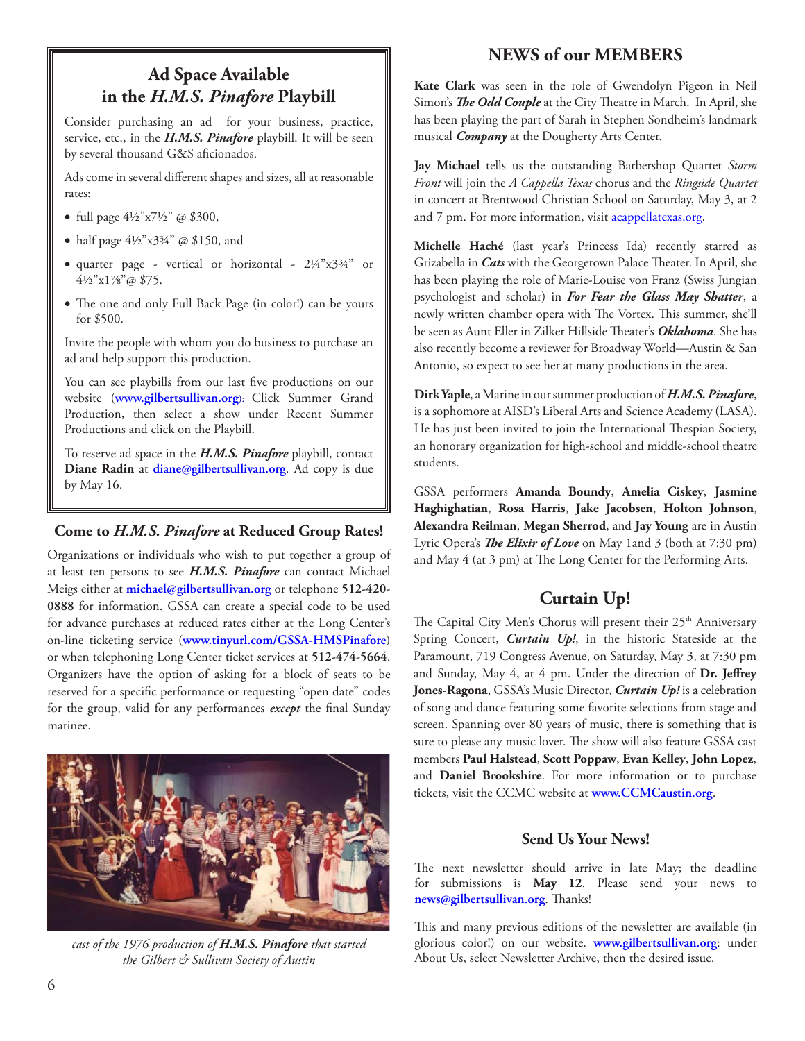## Ad Space Available in the *H.M.S. Pinafore* Playbill

Consider purchasing an ad for your business, practice, service, etc., in the ***H.M.S. Pinafore*** playbill. It will be seen by several thousand G&S aficionados.

Ads come in several different shapes and sizes, all at reasonable rates:

- full page 4½"x7½" @ $300,
- half page 4½"x3¾" @ $150, and
- quarter page - vertical or horizontal - 2¼"x3¾" or 4½"x1⅞"@ $75.
- The one and only Full Back Page (in color!) can be yours for $500.

Invite the people with whom you do business to purchase an ad and help support this production.

You can see playbills from our last five productions on our website (**www.gilbertsullivan.org**): Click Summer Grand Production, then select a show under Recent Summer Productions and click on the Playbill.

To reserve ad space in the ***H.M.S. Pinafore*** playbill, contact **Diane Radin** at **diane@gilbertsullivan.org**. Ad copy is due by May 16.

### Come to *H.M.S. Pinafore* at Reduced Group Rates!

Organizations or individuals who wish to put together a group of at least ten persons to see ***H.M.S. Pinafore*** can contact Michael Meigs either at **michael@gilbertsullivan.org** or telephone **512-420-0888** for information. GSSA can create a special code to be used for advance purchases at reduced rates either at the Long Center's on-line ticketing service (**www.tinyurl.com/GSSA-HMSPinafore**) or when telephoning Long Center ticket services at **512-474-5664**. Organizers have the option of asking for a block of seats to be reserved for a specific performance or requesting "open date" codes for the group, valid for any performances ***except*** the final Sunday matinee.

*cast of the 1976 production of* ***H.M.S. Pinafore*** *that started the Gilbert & Sullivan Society of Austin*

## NEWS of our MEMBERS

**Kate Clark** was seen in the role of Gwendolyn Pigeon in Neil Simon's ***The Odd Couple*** at the City Theatre in March. In April, she has been playing the part of Sarah in Stephen Sondheim's landmark musical ***Company*** at the Dougherty Arts Center.

**Jay Michael** tells us the outstanding Barbershop Quartet *Storm Front* will join the *A Cappella Texas* chorus and the *Ringside Quartet* in concert at Brentwood Christian School on Saturday, May 3, at 2 and 7 pm. For more information, visit acappellatexas.org.

**Michelle Haché** (last year's Princess Ida) recently starred as Grizabella in ***Cats*** with the Georgetown Palace Theater. In April, she has been playing the role of Marie-Louise von Franz (Swiss Jungian psychologist and scholar) in ***For Fear the Glass May Shatter***, a newly written chamber opera with The Vortex. This summer, she'll be seen as Aunt Eller in Zilker Hillside Theater's ***Oklahoma***. She has also recently become a reviewer for Broadway World—Austin & San Antonio, so expect to see her at many productions in the area.

**Dirk Yaple**, a Marine in our summer production of ***H.M.S. Pinafore***, is a sophomore at AISD's Liberal Arts and Science Academy (LASA). He has just been invited to join the International Thespian Society, an honorary organization for high-school and middle-school theatre students.

GSSA performers **Amanda Boundy**, **Amelia Ciskey**, **Jasmine Haghighatian**, **Rosa Harris**, **Jake Jacobsen**, **Holton Johnson**, **Alexandra Reilman**, **Megan Sherrod**, and **Jay Young** are in Austin Lyric Opera's ***The Elixir of Love*** on May 1and 3 (both at 7:30 pm) and May 4 (at 3 pm) at The Long Center for the Performing Arts.

## Curtain Up!

The Capital City Men's Chorus will present their 25th Anniversary Spring Concert, ***Curtain Up!***, in the historic Stateside at the Paramount, 719 Congress Avenue, on Saturday, May 3, at 7:30 pm and Sunday, May 4, at 4 pm. Under the direction of **Dr. Jeffrey Jones-Ragona**, GSSA's Music Director, ***Curtain Up!*** is a celebration of song and dance featuring some favorite selections from stage and screen. Spanning over 80 years of music, there is something that is sure to please any music lover. The show will also feature GSSA cast members **Paul Halstead**, **Scott Poppaw**, **Evan Kelley**, **John Lopez**, and **Daniel Brookshire**. For more information or to purchase tickets, visit the CCMC website at **www.CCMCaustin.org**.

### Send Us Your News!

The next newsletter should arrive in late May; the deadline for submissions is **May 12**. Please send your news to **news@gilbertsullivan.org**. Thanks!

This and many previous editions of the newsletter are available (in glorious color!) on our website. **www.gilbertsullivan.org**: under About Us, select Newsletter Archive, then the desired issue.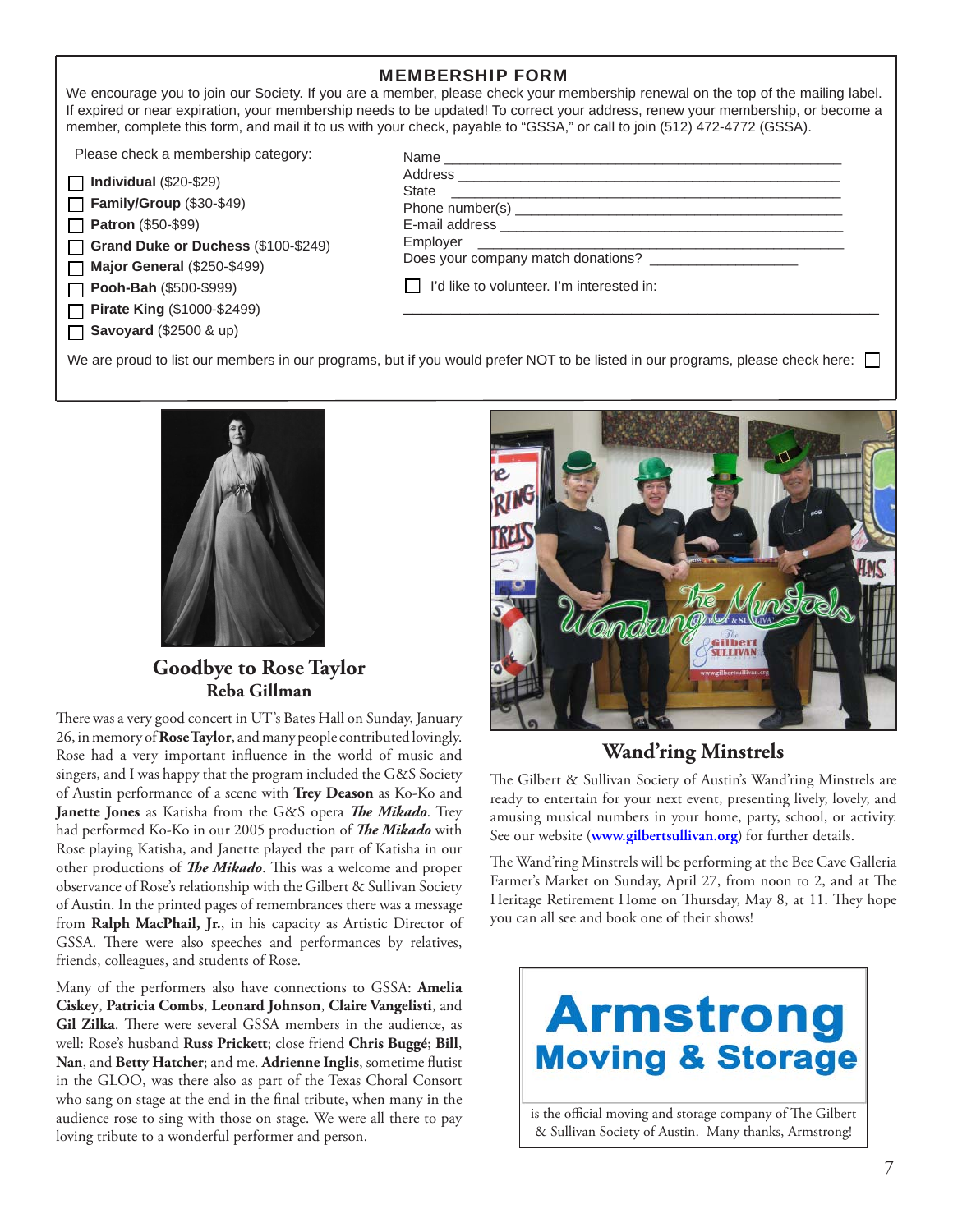## MEMBERSHIP FORM

We encourage you to join our Society. If you are a member, please check your membership renewal on the top of the mailing label. If expired or near expiration, your membership needs to be updated! To correct your address, renew your membership, or become a member, complete this form, and mail it to us with your check, payable to "GSSA," or call to join (512) 472-4772 (GSSA).

Please check a membership category:

- ☐ **Individual** ($20-$29)
- ☐ **Family/Group** ($30-$49)
- ☐ **Patron** ($50-$99)
- ☐ **Grand Duke or Duchess** ($100-$249)
- ☐ **Major General** ($250-$499)
- ☐ **Pooh-Bah** ($500-$999)
- ☐ **Pirate King** ($1000-$2499)
- ☐ **Savoyard** ($2500 & up)

Name ______________________________

Address ______________________________

State ______________________________

Phone number(s) ______________________________

E-mail address ______________________________

Employer ______________________________

Does your company match donations? ________________

☐ I'd like to volunteer. I'm interested in:

______________________________

We are proud to list our members in our programs, but if you would prefer NOT to be listed in our programs, please check here: ☐

## Goodbye to Rose Taylor

**Reba Gillman**

There was a very good concert in UT's Bates Hall on Sunday, January 26, in memory of **Rose Taylor**, and many people contributed lovingly. Rose had a very important influence in the world of music and singers, and I was happy that the program included the G&S Society of Austin performance of a scene with **Trey Deason** as Ko-Ko and **Janette Jones** as Katisha from the G&S opera ***The Mikado***. Trey had performed Ko-Ko in our 2005 production of ***The Mikado*** with Rose playing Katisha, and Janette played the part of Katisha in our other productions of ***The Mikado***. This was a welcome and proper observance of Rose's relationship with the Gilbert & Sullivan Society of Austin. In the printed pages of remembrances there was a message from **Ralph MacPhail, Jr.**, in his capacity as Artistic Director of GSSA. There were also speeches and performances by relatives, friends, colleagues, and students of Rose.

Many of the performers also have connections to GSSA: **Amelia Ciskey**, **Patricia Combs**, **Leonard Johnson**, **Claire Vangelisti**, and **Gil Zilka**. There were several GSSA members in the audience, as well: Rose's husband **Russ Prickett**; close friend **Chris Buggé**; **Bill**, **Nan**, and **Betty Hatcher**; and me. **Adrienne Inglis**, sometime flutist in the GLOO, was there also as part of the Texas Choral Consort who sang on stage at the end in the final tribute, when many in the audience rose to sing with those on stage. We were all there to pay loving tribute to a wonderful performer and person.

## Wand'ring Minstrels

The Gilbert & Sullivan Society of Austin's Wand'ring Minstrels are ready to entertain for your next event, presenting lively, lovely, and amusing musical numbers in your home, party, school, or activity. See our website (www.gilbertsullivan.org) for further details.

The Wand'ring Minstrels will be performing at the Bee Cave Galleria Farmer's Market on Sunday, April 27, from noon to 2, and at The Heritage Retirement Home on Thursday, May 8, at 11. They hope you can all see and book one of their shows!

**Armstrong Moving & Storage**

is the official moving and storage company of The Gilbert & Sullivan Society of Austin. Many thanks, Armstrong!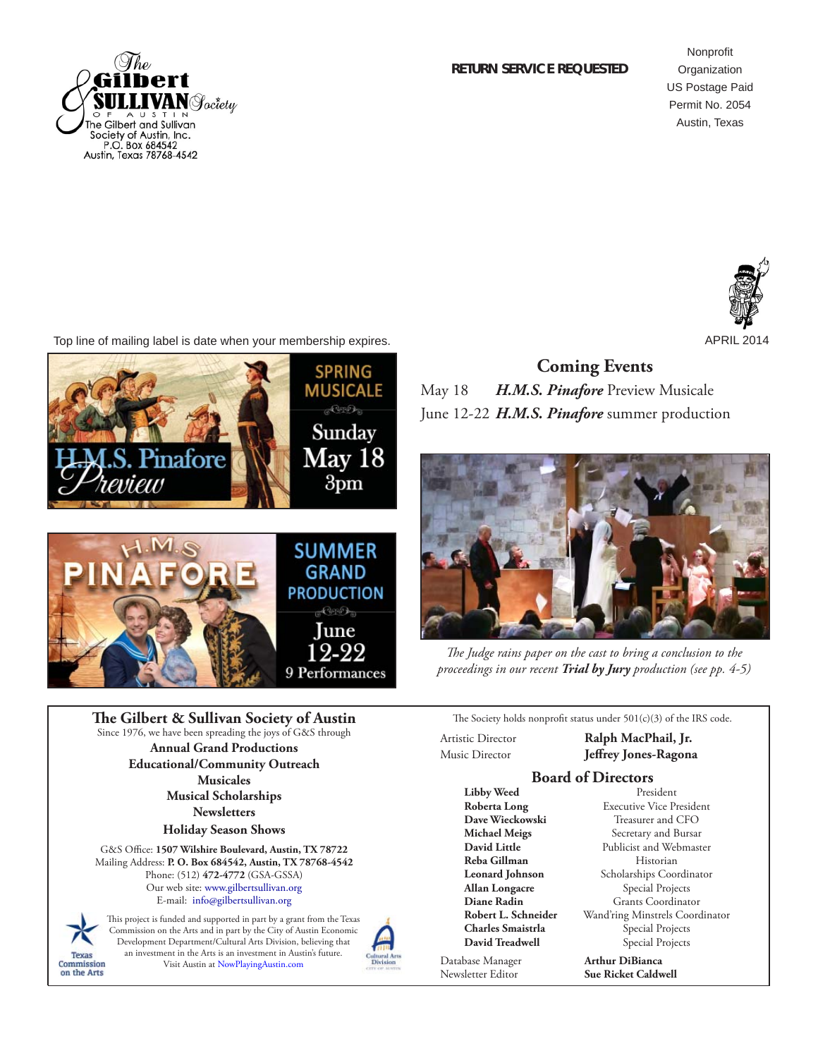The Gilbert and Sullivan Society of Austin, Inc.
P.O. Box 684542
Austin, Texas 78768-4542

**RETURN SERVICE REQUESTED**

Nonprofit Organization
US Postage Paid
Permit No. 2054
Austin, Texas

APRIL 2014

Top line of mailing label is date when your membership expires.

SPRING MUSICALE

H.M.S. Pinafore Preview

Sunday May 18 3pm

H.M.S. PINAFORE

SUMMER GRAND PRODUCTION

June 12-22

9 Performances

## Coming Events

May 18 ***H.M.S. Pinafore*** Preview Musicale

June 12-22 ***H.M.S. Pinafore*** summer production

*The Judge rains paper on the cast to bring a conclusion to the proceedings in our recent* ***Trial by Jury*** *production (see pp. 4-5)*

## The Gilbert & Sullivan Society of Austin

Since 1976, we have been spreading the joys of G&S through

**Annual Grand Productions**
**Educational/Community Outreach**
**Musicales**
**Musical Scholarships**
**Newsletters**
**Holiday Season Shows**

G&S Office: **1507 Wilshire Boulevard, Austin, TX 78722**
Mailing Address: **P. O. Box 684542, Austin, TX 78768-4542**
Phone: (512) **472-4772** (GSA-GSSA)
Our web site: www.gilbertsullivan.org
E-mail: info@gilbertsullivan.org

This project is funded and supported in part by a grant from the Texas Commission on the Arts and in part by the City of Austin Economic Development Department/Cultural Arts Division, believing that an investment in the Arts is an investment in Austin's future. Visit Austin at NowPlayingAustin.com

Texas Commission on the Arts

Cultural Arts Division

The Society holds nonprofit status under 501(c)(3) of the IRS code.

| | |
|---|---|
| Artistic Director | **Ralph MacPhail, Jr.** |
| Music Director | **Jeffrey Jones-Ragona** |

### Board of Directors

| | |
|---|---|
| **Libby Weed** | President |
| **Roberta Long** | Executive Vice President |
| **Dave Wieckowski** | Treasurer and CFO |
| **Michael Meigs** | Secretary and Bursar |
| **David Little** | Publicist and Webmaster |
| **Reba Gillman** | Historian |
| **Leonard Johnson** | Scholarships Coordinator |
| **Allan Longacre** | Special Projects |
| **Diane Radin** | Grants Coordinator |
| **Robert L. Schneider** | Wand'ring Minstrels Coordinator |
| **Charles Smaistrla** | Special Projects |
| **David Treadwell** | Special Projects |

| | |
|---|---|
| Database Manager | **Arthur DiBianca** |
| Newsletter Editor | **Sue Ricket Caldwell** |